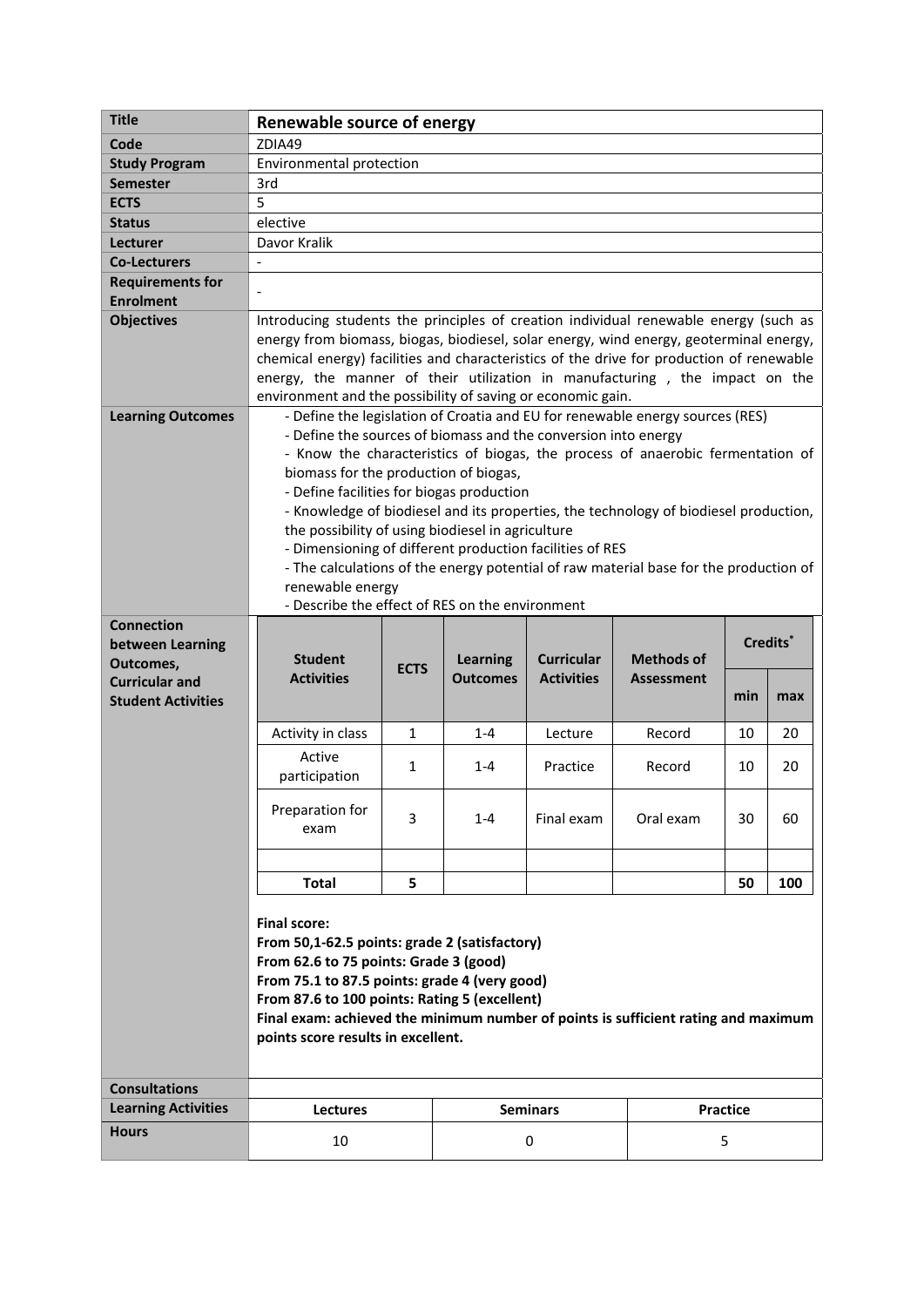| Title | **Renewable source of energy** |
|---|---|
| Code | ZDIA49 |
| Study Program | Environmental protection |
| Semester | 3rd |
| ECTS | 5 |
| Status | elective |
| Lecturer | Davor Kralik |
| Co-Lecturers | - |
| Requirements for Enrolment | - |
| Objectives | Introducing students the principles of creation individual renewable energy (such as energy from biomass, biogas, biodiesel, solar energy, wind energy, geoterminal energy, chemical energy) facilities and characteristics of the drive for production of renewable energy, the manner of their utilization in manufacturing , the impact on the environment and the possibility of saving or economic gain. |
| Learning Outcomes | - Define the legislation of Croatia and EU for renewable energy sources (RES)<br>- Define the sources of biomass and the conversion into energy<br>- Know the characteristics of biogas, the process of anaerobic fermentation of biomass for the production of biogas,<br>- Define facilities for biogas production<br>- Knowledge of biodiesel and its properties, the technology of biodiesel production, the possibility of using biodiesel in agriculture<br>- Dimensioning of different production facilities of RES<br>- The calculations of the energy potential of raw material base for the production of renewable energy<br>- Describe the effect of RES on the environment |

**Connection between Learning Outcomes, Curricular and Student Activities**

| Student Activities | ECTS | Learning Outcomes | Curricular Activities | Methods of Assessment | Credits* | |
|---|---|---|---|---|---|---|
| | | | | | min | max |
| Activity in class | 1 | 1-4 | Lecture | Record | 10 | 20 |
| Active participation | 1 | 1-4 | Practice | Record | 10 | 20 |
| Preparation for exam | 3 | 1-4 | Final exam | Oral exam | 30 | 60 |
| | | | | | | |
| **Total** | **5** | | | | **50** | **100** |

**Final score:**
**From 50,1-62.5 points: grade 2 (satisfactory)**
**From 62.6 to 75 points: Grade 3 (good)**
**From 75.1 to 87.5 points: grade 4 (very good)**
**From 87.6 to 100 points: Rating 5 (excellent)**
**Final exam: achieved the minimum number of points is sufficient rating and maximum points score results in excellent.**

| Consultations | | | |
|---|---|---|---|
| Learning Activities | Lectures | Seminars | Practice |
| Hours | 10 | 0 | 5 |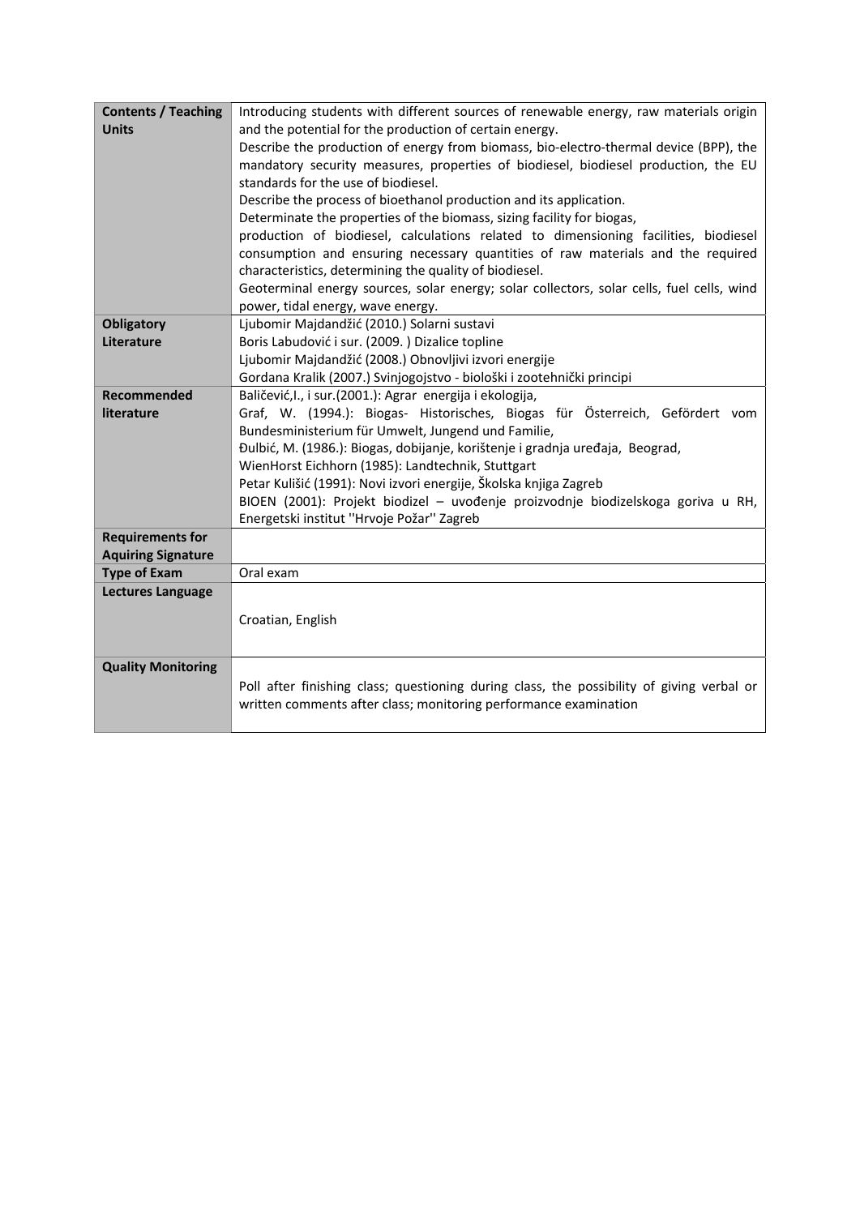| | |
|---|---|
| **Contents / Teaching Units** | Introducing students with different sources of renewable energy, raw materials origin and the potential for the production of certain energy.<br>Describe the production of energy from biomass, bio-electro-thermal device (BPP), the mandatory security measures, properties of biodiesel, biodiesel production, the EU standards for the use of biodiesel.<br>Describe the process of bioethanol production and its application.<br>Determinate the properties of the biomass, sizing facility for biogas,<br>production of biodiesel, calculations related to dimensioning facilities, biodiesel consumption and ensuring necessary quantities of raw materials and the required characteristics, determining the quality of biodiesel.<br>Geoterminal energy sources, solar energy; solar collectors, solar cells, fuel cells, wind power, tidal energy, wave energy. |
| **Obligatory Literature** | Ljubomir Majdandžić (2010.) Solarni sustavi<br>Boris Labudović i sur. (2009. ) Dizalice topline<br>Ljubomir Majdandžić (2008.) Obnovljivi izvori energije<br>Gordana Kralik (2007.) Svinjogojstvo - biološki i zootehnički principi |
| **Recommended literature** | Baličević,I., i sur.(2001.): Agrar energija i ekologija,<br>Graf, W. (1994.): Biogas- Historisches, Biogas für Österreich, Gefördert vom Bundesministerium für Umwelt, Jungend und Familie,<br>Đulbić, M. (1986.): Biogas, dobijanje, korištenje i gradnja uređaja, Beograd,<br>WienHorst Eichhorn (1985): Landtechnik, Stuttgart<br>Petar Kulišić (1991): Novi izvori energije, Školska knjiga Zagreb<br>BIOEN (2001): Projekt biodizel – uvođenje proizvodnje biodizelskoga goriva u RH, Energetski institut ''Hrvoje Požar'' Zagreb |
| **Requirements for Aquiring Signature** | |
| **Type of Exam** | Oral exam |
| **Lectures Language** | Croatian, English |
| **Quality Monitoring** | Poll after finishing class; questioning during class, the possibility of giving verbal or written comments after class; monitoring performance examination |